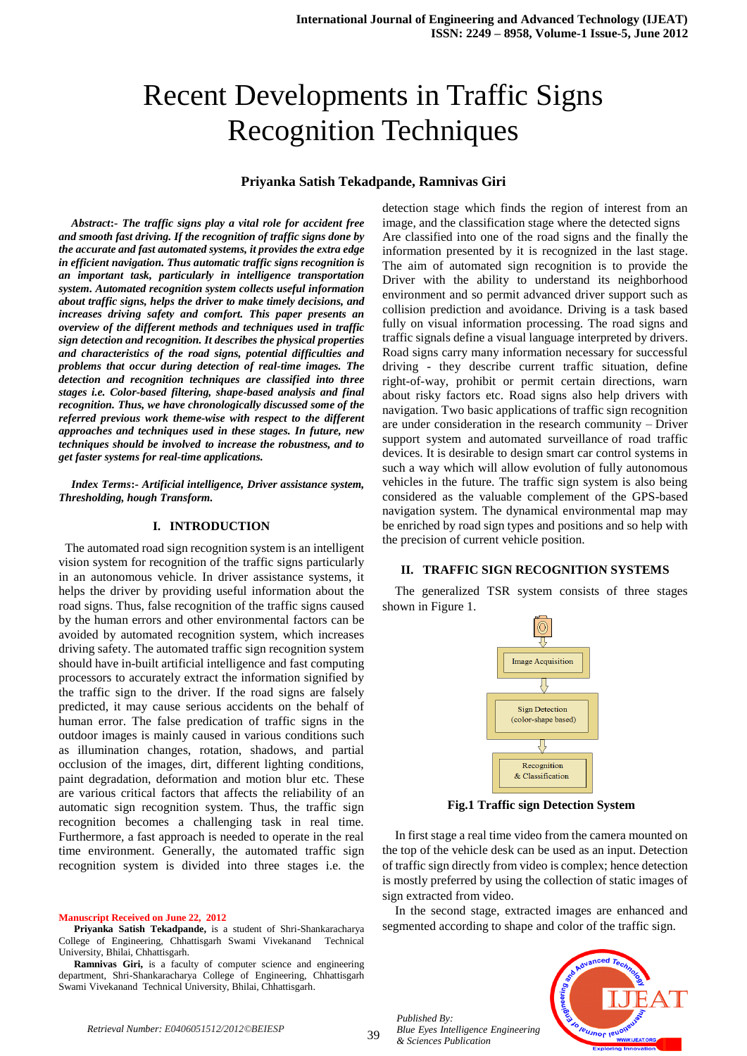# Recent Developments in Traffic Signs Recognition Techniques

**Priyanka Satish Tekadpande, Ramnivas Giri**

***Abstract*:- *The traffic signs play a vital role for accident free and smooth fast driving. If the recognition of traffic signs done by the accurate and fast automated systems, it provides the extra edge in efficient navigation. Thus automatic traffic signs recognition is an important task, particularly in intelligence transportation system. Automated recognition system collects useful information about traffic signs, helps the driver to make timely decisions, and increases driving safety and comfort. This paper presents an overview of the different methods and techniques used in traffic sign detection and recognition. It describes the physical properties and characteristics of the road signs, potential difficulties and problems that occur during detection of real-time images. The detection and recognition techniques are classified into three stages i.e. Color-based filtering, shape-based analysis and final recognition. Thus, we have chronologically discussed some of the referred previous work theme-wise with respect to the different approaches and techniques used in these stages. In future, new techniques should be involved to increase the robustness, and to get faster systems for real-time applications.***

***Index Terms*:- *Artificial intelligence, Driver assistance system, Thresholding, hough Transform.***

## I. INTRODUCTION

The automated road sign recognition system is an intelligent vision system for recognition of the traffic signs particularly in an autonomous vehicle. In driver assistance systems, it helps the driver by providing useful information about the road signs. Thus, false recognition of the traffic signs caused by the human errors and other environmental factors can be avoided by automated recognition system, which increases driving safety. The automated traffic sign recognition system should have in-built artificial intelligence and fast computing processors to accurately extract the information signified by the traffic sign to the driver. If the road signs are falsely predicted, it may cause serious accidents on the behalf of human error. The false predication of traffic signs in the outdoor images is mainly caused in various conditions such as illumination changes, rotation, shadows, and partial occlusion of the images, dirt, different lighting conditions, paint degradation, deformation and motion blur etc. These are various critical factors that affects the reliability of an automatic sign recognition system. Thus, the traffic sign recognition becomes a challenging task in real time. Furthermore, a fast approach is needed to operate in the real time environment. Generally, the automated traffic sign recognition system is divided into three stages i.e. the detection stage which finds the region of interest from an image, and the classification stage where the detected signs Are classified into one of the road signs and the finally the information presented by it is recognized in the last stage. The aim of automated sign recognition is to provide the Driver with the ability to understand its neighborhood environment and so permit advanced driver support such as collision prediction and avoidance. Driving is a task based fully on visual information processing. The road signs and traffic signals define a visual language interpreted by drivers. Road signs carry many information necessary for successful driving - they describe current traffic situation, define right-of-way, prohibit or permit certain directions, warn about risky factors etc. Road signs also help drivers with navigation. Two basic applications of traffic sign recognition are under consideration in the research community – Driver support system and automated surveillance of road traffic devices. It is desirable to design smart car control systems in such a way which will allow evolution of fully autonomous vehicles in the future. The traffic sign system is also being considered as the valuable complement of the GPS-based navigation system. The dynamical environmental map may be enriched by road sign types and positions and so help with the precision of current vehicle position.

**Manuscript Received on June 22, 2012**

**Priyanka Satish Tekadpande,** is a student of Shri-Shankaracharya College of Engineering, Chhattisgarh Swami Vivekanand Technical University, Bhilai, Chhattisgarh.

**Ramnivas Giri,** is a faculty of computer science and engineering department, Shri-Shankaracharya College of Engineering, Chhattisgarh Swami Vivekanand Technical University, Bhilai, Chhattisgarh.

## II. TRAFFIC SIGN RECOGNITION SYSTEMS

The generalized TSR system consists of three stages shown in Figure 1.

Image Acquisition → Sign Detection (color-shape based) → Recognition & Classification

**Fig.1 Traffic sign Detection System**

In first stage a real time video from the camera mounted on the top of the vehicle desk can be used as an input. Detection of traffic sign directly from video is complex; hence detection is mostly preferred by using the collection of static images of sign extracted from video.

In the second stage, extracted images are enhanced and segmented according to shape and color of the traffic sign.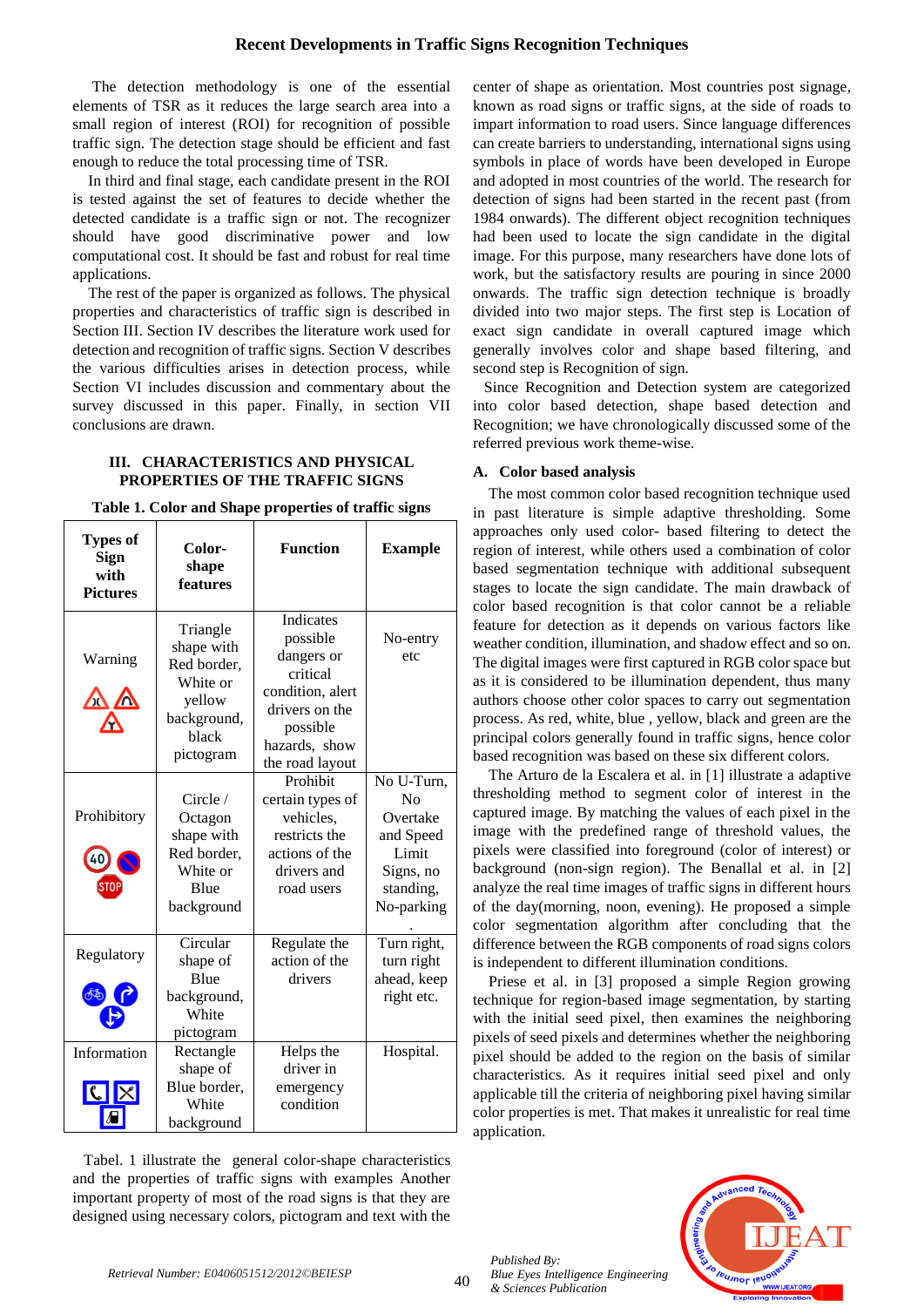The detection methodology is one of the essential elements of TSR as it reduces the large search area into a small region of interest (ROI) for recognition of possible traffic sign. The detection stage should be efficient and fast enough to reduce the total processing time of TSR.

In third and final stage, each candidate present in the ROI is tested against the set of features to decide whether the detected candidate is a traffic sign or not. The recognizer should have good discriminative power and low computational cost. It should be fast and robust for real time applications.

The rest of the paper is organized as follows. The physical properties and characteristics of traffic sign is described in Section III. Section IV describes the literature work used for detection and recognition of traffic signs. Section V describes the various difficulties arises in detection process, while Section VI includes discussion and commentary about the survey discussed in this paper. Finally, in section VII conclusions are drawn.

## III. CHARACTERISTICS AND PHYSICAL PROPERTIES OF THE TRAFFIC SIGNS

**Table 1. Color and Shape properties of traffic signs**

| Types of Sign with Pictures | Color-shape features | Function | Example |
|---|---|---|---|
| Warning | Triangle shape with Red border, White or yellow background, black pictogram | Indicates possible dangers or critical condition, alert drivers on the possible hazards, show the road layout | No-entry etc |
| Prohibitory | Circle / Octagon shape with Red border, White or Blue background | Prohibit certain types of vehicles, restricts the actions of the drivers and road users | No U-Turn, No Overtake and Speed Limit Signs, no standing, No-parking. |
| Regulatory | Circular shape of Blue background, White pictogram | Regulate the action of the drivers | Turn right, turn right ahead, keep right etc. |
| Information | Rectangle shape of Blue border, White background | Helps the driver in emergency condition | Hospital. |

Tabel. 1 illustrate the general color-shape characteristics and the properties of traffic signs with examples Another important property of most of the road signs is that they are designed using necessary colors, pictogram and text with the center of shape as orientation. Most countries post signage, known as road signs or traffic signs, at the side of roads to impart information to road users. Since language differences can create barriers to understanding, international signs using symbols in place of words have been developed in Europe and adopted in most countries of the world. The research for detection of signs had been started in the recent past (from 1984 onwards). The different object recognition techniques had been used to locate the sign candidate in the digital image. For this purpose, many researchers have done lots of work, but the satisfactory results are pouring in since 2000 onwards. The traffic sign detection technique is broadly divided into two major steps. The first step is Location of exact sign candidate in overall captured image which generally involves color and shape based filtering, and second step is Recognition of sign.

Since Recognition and Detection system are categorized into color based detection, shape based detection and Recognition; we have chronologically discussed some of the referred previous work theme-wise.

### A. Color based analysis

The most common color based recognition technique used in past literature is simple adaptive thresholding. Some approaches only used color- based filtering to detect the region of interest, while others used a combination of color based segmentation technique with additional subsequent stages to locate the sign candidate. The main drawback of color based recognition is that color cannot be a reliable feature for detection as it depends on various factors like weather condition, illumination, and shadow effect and so on. The digital images were first captured in RGB color space but as it is considered to be illumination dependent, thus many authors choose other color spaces to carry out segmentation process. As red, white, blue , yellow, black and green are the principal colors generally found in traffic signs, hence color based recognition was based on these six different colors.

The Arturo de la Escalera et al. in [1] illustrate a adaptive thresholding method to segment color of interest in the captured image. By matching the values of each pixel in the image with the predefined range of threshold values, the pixels were classified into foreground (color of interest) or background (non-sign region). The Benallal et al. in [2] analyze the real time images of traffic signs in different hours of the day(morning, noon, evening). He proposed a simple color segmentation algorithm after concluding that the difference between the RGB components of road signs colors is independent to different illumination conditions.

Priese et al. in [3] proposed a simple Region growing technique for region-based image segmentation, by starting with the initial seed pixel, then examines the neighboring pixels of seed pixels and determines whether the neighboring pixel should be added to the region on the basis of similar characteristics. As it requires initial seed pixel and only applicable till the criteria of neighboring pixel having similar color properties is met. That makes it unrealistic for real time application.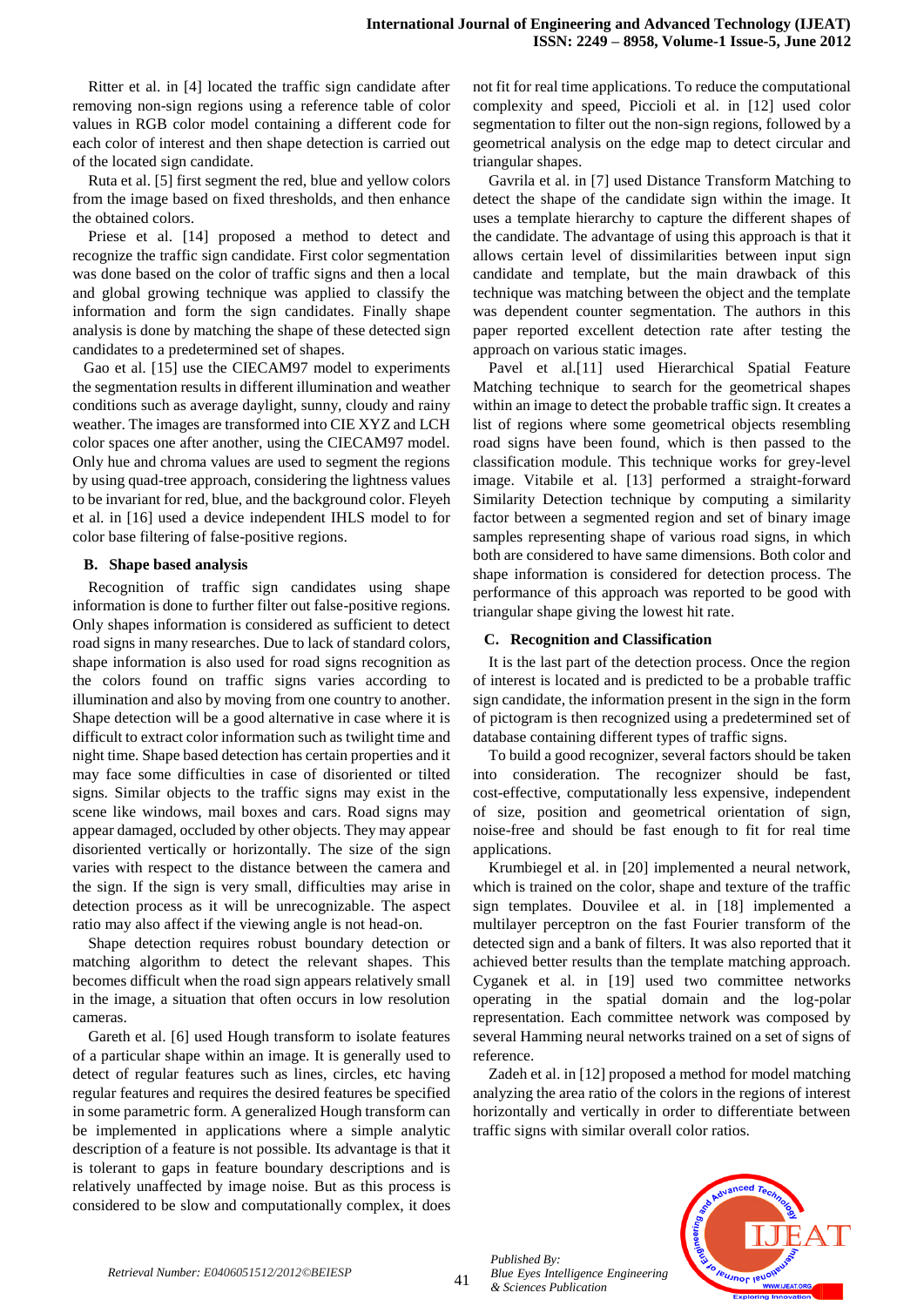Ritter et al. in [4] located the traffic sign candidate after removing non-sign regions using a reference table of color values in RGB color model containing a different code for each color of interest and then shape detection is carried out of the located sign candidate.

Ruta et al. [5] first segment the red, blue and yellow colors from the image based on fixed thresholds, and then enhance the obtained colors.

Priese et al. [14] proposed a method to detect and recognize the traffic sign candidate. First color segmentation was done based on the color of traffic signs and then a local and global growing technique was applied to classify the information and form the sign candidates. Finally shape analysis is done by matching the shape of these detected sign candidates to a predetermined set of shapes.

Gao et al. [15] use the CIECAM97 model to experiments the segmentation results in different illumination and weather conditions such as average daylight, sunny, cloudy and rainy weather. The images are transformed into CIE XYZ and LCH color spaces one after another, using the CIECAM97 model. Only hue and chroma values are used to segment the regions by using quad-tree approach, considering the lightness values to be invariant for red, blue, and the background color. Fleyeh et al. in [16] used a device independent IHLS model to for color base filtering of false-positive regions.

### B. Shape based analysis

Recognition of traffic sign candidates using shape information is done to further filter out false-positive regions. Only shapes information is considered as sufficient to detect road signs in many researches. Due to lack of standard colors, shape information is also used for road signs recognition as the colors found on traffic signs varies according to illumination and also by moving from one country to another. Shape detection will be a good alternative in case where it is difficult to extract color information such as twilight time and night time. Shape based detection has certain properties and it may face some difficulties in case of disoriented or tilted signs. Similar objects to the traffic signs may exist in the scene like windows, mail boxes and cars. Road signs may appear damaged, occluded by other objects. They may appear disoriented vertically or horizontally. The size of the sign varies with respect to the distance between the camera and the sign. If the sign is very small, difficulties may arise in detection process as it will be unrecognizable. The aspect ratio may also affect if the viewing angle is not head-on.

Shape detection requires robust boundary detection or matching algorithm to detect the relevant shapes. This becomes difficult when the road sign appears relatively small in the image, a situation that often occurs in low resolution cameras.

Gareth et al. [6] used Hough transform to isolate features of a particular shape within an image. It is generally used to detect of regular features such as lines, circles, etc having regular features and requires the desired features be specified in some parametric form. A generalized Hough transform can be implemented in applications where a simple analytic description of a feature is not possible. Its advantage is that it is tolerant to gaps in feature boundary descriptions and is relatively unaffected by image noise. But as this process is considered to be slow and computationally complex, it does not fit for real time applications. To reduce the computational complexity and speed, Piccioli et al. in [12] used color segmentation to filter out the non-sign regions, followed by a geometrical analysis on the edge map to detect circular and triangular shapes.

Gavrila et al. in [7] used Distance Transform Matching to detect the shape of the candidate sign within the image. It uses a template hierarchy to capture the different shapes of the candidate. The advantage of using this approach is that it allows certain level of dissimilarities between input sign candidate and template, but the main drawback of this technique was matching between the object and the template was dependent counter segmentation. The authors in this paper reported excellent detection rate after testing the approach on various static images.

Pavel et al.[11] used Hierarchical Spatial Feature Matching technique to search for the geometrical shapes within an image to detect the probable traffic sign. It creates a list of regions where some geometrical objects resembling road signs have been found, which is then passed to the classification module. This technique works for grey-level image. Vitabile et al. [13] performed a straight-forward Similarity Detection technique by computing a similarity factor between a segmented region and set of binary image samples representing shape of various road signs, in which both are considered to have same dimensions. Both color and shape information is considered for detection process. The performance of this approach was reported to be good with triangular shape giving the lowest hit rate.

### C. Recognition and Classification

It is the last part of the detection process. Once the region of interest is located and is predicted to be a probable traffic sign candidate, the information present in the sign in the form of pictogram is then recognized using a predetermined set of database containing different types of traffic signs.

To build a good recognizer, several factors should be taken into consideration. The recognizer should be fast, cost-effective, computationally less expensive, independent of size, position and geometrical orientation of sign, noise-free and should be fast enough to fit for real time applications.

Krumbiegel et al. in [20] implemented a neural network, which is trained on the color, shape and texture of the traffic sign templates. Douvilee et al. in [18] implemented a multilayer perceptron on the fast Fourier transform of the detected sign and a bank of filters. It was also reported that it achieved better results than the template matching approach. Cyganek et al. in [19] used two committee networks operating in the spatial domain and the log-polar representation. Each committee network was composed by several Hamming neural networks trained on a set of signs of reference.

Zadeh et al. in [12] proposed a method for model matching analyzing the area ratio of the colors in the regions of interest horizontally and vertically in order to differentiate between traffic signs with similar overall color ratios.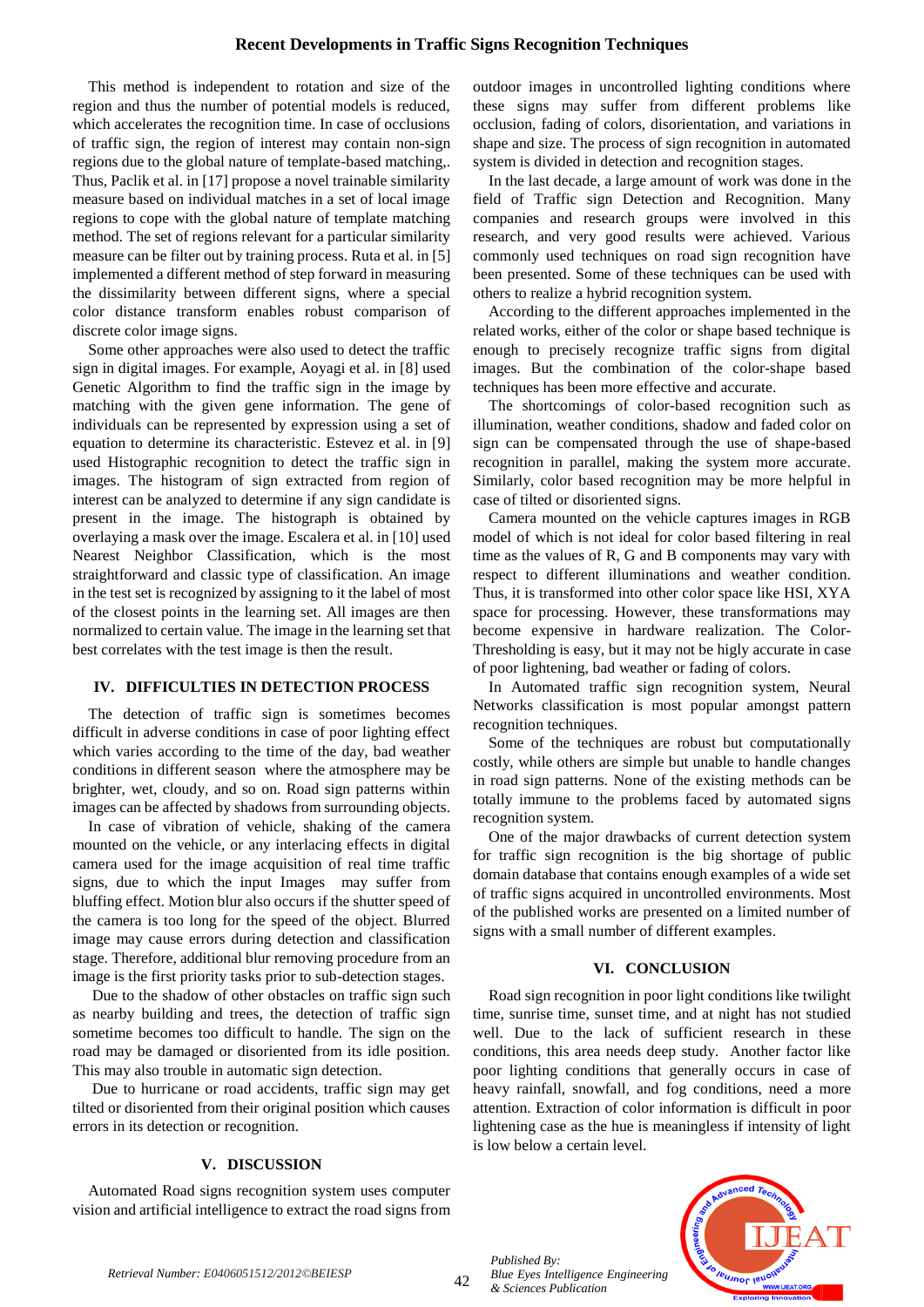This method is independent to rotation and size of the region and thus the number of potential models is reduced, which accelerates the recognition time. In case of occlusions of traffic sign, the region of interest may contain non-sign regions due to the global nature of template-based matching,. Thus, Paclik et al. in [17] propose a novel trainable similarity measure based on individual matches in a set of local image regions to cope with the global nature of template matching method. The set of regions relevant for a particular similarity measure can be filter out by training process. Ruta et al. in [5] implemented a different method of step forward in measuring the dissimilarity between different signs, where a special color distance transform enables robust comparison of discrete color image signs.

Some other approaches were also used to detect the traffic sign in digital images. For example, Aoyagi et al. in [8] used Genetic Algorithm to find the traffic sign in the image by matching with the given gene information. The gene of individuals can be represented by expression using a set of equation to determine its characteristic. Estevez et al. in [9] used Histographic recognition to detect the traffic sign in images. The histogram of sign extracted from region of interest can be analyzed to determine if any sign candidate is present in the image. The histograph is obtained by overlaying a mask over the image. Escalera et al. in [10] used Nearest Neighbor Classification, which is the most straightforward and classic type of classification. An image in the test set is recognized by assigning to it the label of most of the closest points in the learning set. All images are then normalized to certain value. The image in the learning set that best correlates with the test image is then the result.

## IV. DIFFICULTIES IN DETECTION PROCESS

The detection of traffic sign is sometimes becomes difficult in adverse conditions in case of poor lighting effect which varies according to the time of the day, bad weather conditions in different season where the atmosphere may be brighter, wet, cloudy, and so on. Road sign patterns within images can be affected by shadows from surrounding objects.

In case of vibration of vehicle, shaking of the camera mounted on the vehicle, or any interlacing effects in digital camera used for the image acquisition of real time traffic signs, due to which the input Images may suffer from bluffing effect. Motion blur also occurs if the shutter speed of the camera is too long for the speed of the object. Blurred image may cause errors during detection and classification stage. Therefore, additional blur removing procedure from an image is the first priority tasks prior to sub-detection stages.

Due to the shadow of other obstacles on traffic sign such as nearby building and trees, the detection of traffic sign sometime becomes too difficult to handle. The sign on the road may be damaged or disoriented from its idle position. This may also trouble in automatic sign detection.

Due to hurricane or road accidents, traffic sign may get tilted or disoriented from their original position which causes errors in its detection or recognition.

## V. DISCUSSION

Automated Road signs recognition system uses computer vision and artificial intelligence to extract the road signs from outdoor images in uncontrolled lighting conditions where these signs may suffer from different problems like occlusion, fading of colors, disorientation, and variations in shape and size. The process of sign recognition in automated system is divided in detection and recognition stages.

In the last decade, a large amount of work was done in the field of Traffic sign Detection and Recognition. Many companies and research groups were involved in this research, and very good results were achieved. Various commonly used techniques on road sign recognition have been presented. Some of these techniques can be used with others to realize a hybrid recognition system.

According to the different approaches implemented in the related works, either of the color or shape based technique is enough to precisely recognize traffic signs from digital images. But the combination of the color-shape based techniques has been more effective and accurate.

The shortcomings of color-based recognition such as illumination, weather conditions, shadow and faded color on sign can be compensated through the use of shape-based recognition in parallel, making the system more accurate. Similarly, color based recognition may be more helpful in case of tilted or disoriented signs.

Camera mounted on the vehicle captures images in RGB model of which is not ideal for color based filtering in real time as the values of R, G and B components may vary with respect to different illuminations and weather condition. Thus, it is transformed into other color space like HSI, XYA space for processing. However, these transformations may become expensive in hardware realization. The Color-Thresholding is easy, but it may not be higly accurate in case of poor lightening, bad weather or fading of colors.

In Automated traffic sign recognition system, Neural Networks classification is most popular amongst pattern recognition techniques.

Some of the techniques are robust but computationally costly, while others are simple but unable to handle changes in road sign patterns. None of the existing methods can be totally immune to the problems faced by automated signs recognition system.

One of the major drawbacks of current detection system for traffic sign recognition is the big shortage of public domain database that contains enough examples of a wide set of traffic signs acquired in uncontrolled environments. Most of the published works are presented on a limited number of signs with a small number of different examples.

## VI. CONCLUSION

Road sign recognition in poor light conditions like twilight time, sunrise time, sunset time, and at night has not studied well. Due to the lack of sufficient research in these conditions, this area needs deep study. Another factor like poor lighting conditions that generally occurs in case of heavy rainfall, snowfall, and fog conditions, need a more attention. Extraction of color information is difficult in poor lightening case as the hue is meaningless if intensity of light is low below a certain level.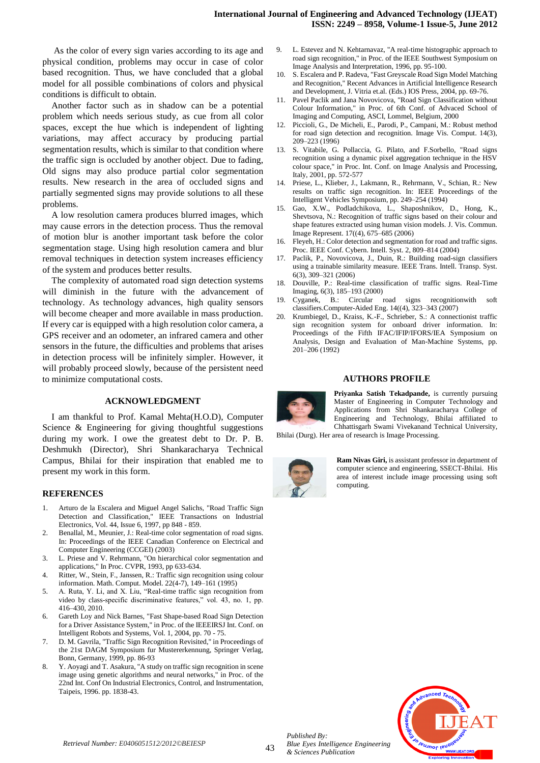As the color of every sign varies according to its age and physical condition, problems may occur in case of color based recognition. Thus, we have concluded that a global model for all possible combinations of colors and physical conditions is difficult to obtain.

Another factor such as in shadow can be a potential problem which needs serious study, as cue from all color spaces, except the hue which is independent of lighting variations, may affect accuracy by producing partial segmentation results, which is similar to that condition where the traffic sign is occluded by another object. Due to fading, Old signs may also produce partial color segmentation results. New research in the area of occluded signs and partially segmented signs may provide solutions to all these problems.

A low resolution camera produces blurred images, which may cause errors in the detection process. Thus the removal of motion blur is another important task before the color segmentation stage. Using high resolution camera and blur removal techniques in detection system increases efficiency of the system and produces better results.

The complexity of automated road sign detection systems will diminish in the future with the advancement of technology. As technology advances, high quality sensors will become cheaper and more available in mass production. If every car is equipped with a high resolution color camera, a GPS receiver and an odometer, an infrared camera and other sensors in the future, the difficulties and problems that arises in detection process will be infinitely simpler. However, it will probably proceed slowly, because of the persistent need to minimize computational costs.

## ACKNOWLEDGMENT

I am thankful to Prof. Kamal Mehta(H.O.D), Computer Science & Engineering for giving thoughtful suggestions during my work. I owe the greatest debt to Dr. P. B. Deshmukh (Director), Shri Shankaracharya Technical Campus, Bhilai for their inspiration that enabled me to present my work in this form.

## REFERENCES

1. Arturo de la Escalera and Miguel Angel Salichs, "Road Traffic Sign Detection and Classification," IEEE Transactions on Industrial Electronics, Vol. 44, Issue 6, 1997, pp 848 - 859.
2. Benallal, M., Meunier, J.: Real-time color segmentation of road signs. In: Proceedings of the IEEE Canadian Conference on Electrical and Computer Engineering (CCGEI) (2003)
3. L. Priese and V. Rehrmann, "On hierarchical color segmentation and applications," In Proc. CVPR, 1993, pp 633-634.
4. Ritter, W., Stein, F., Janssen, R.: Traffic sign recognition using colour information. Math. Comput. Model. 22(4-7), 149–161 (1995)
5. A. Ruta, Y. Li, and X. Liu, "Real-time traffic sign recognition from video by class-specific discriminative features," vol. 43, no. 1, pp. 416–430, 2010.
6. Gareth Loy and Nick Barnes, "Fast Shape-based Road Sign Detection for a Driver Assistance System," in Proc. of the IEEEIRSJ Int. Conf. on Intelligent Robots and Systems, Vol. 1, 2004, pp. 70 - 75.
7. D. M. Gavrila, "Traffic Sign Recognition Revisited," in Proceedings of the 21st DAGM Symposium fur Mustererkennung, Springer Verlag, Bonn, Germany, 1999, pp. 86-93
8. Y. Aoyagi and T. Asakura, "A study on traffic sign recognition in scene image using genetic algorithms and neural networks," in Proc. of the 22nd Int. Conf On Industrial Electronics, Control, and Instrumentation, Taipeis, 1996. pp. 1838-43.
9. L. Estevez and N. Kehtarnavaz, "A real-time histographic approach to road sign recognition," in Proc. of the IEEE Southwest Symposium on Image Analysis and Interpretation, 1996, pp. 95-100.
10. S. Escalera and P. Radeva, "Fast Greyscale Road Sign Model Matching and Recognition," Recent Advances in Artificial Intelligence Research and Development, J. Vitria et.al. (Eds.) IOS Press, 2004, pp. 69-76.
11. Pavel Paclik and Jana Novovicova, "Road Sign Classification without Colour Information," in Proc. of 6th Conf. of Advaced School of Imaging and Computing, ASCI, Lommel, Belgium, 2000
12. Piccioli, G., De Micheli, E., Parodi, P., Campani, M.: Robust method for road sign detection and recognition. Image Vis. Comput. 14(3), 209–223 (1996)
13. S. Vitabile, G. Pollaccia, G. Pilato, and F.Sorbello, "Road signs recognition using a dynamic pixel aggregation technique in the HSV colour space," in Proc. Int. Conf. on Image Analysis and Processing, Italy, 2001, pp. 572-577
14. Priese, L., Klieber, J., Lakmann, R., Rehrmann, V., Schian, R.: New results on traffic sign recognition. In: IEEE Proceedings of the Intelligent Vehicles Symposium, pp. 249–254 (1994)
15. Gao, X.W., Podladchikova, L., Shaposhnikov, D., Hong, K., Shevtsova, N.: Recognition of traffic signs based on their colour and shape features extracted using human vision models. J. Vis. Commun. Image Represent. 17((4), 675–685 (2006)
16. Fleyeh, H.: Color detection and segmentation for road and traffic signs. Proc. IEEE Conf. Cybern. Intell. Syst. 2, 809–814 (2004)
17. Paclik, P., Novovicova, J., Duin, R.: Building road-sign classifiers using a trainable similarity measure. IEEE Trans. Intell. Transp. Syst. 6(3), 309–321 (2006)
18. Douville, P.: Real-time classification of traffic signs. Real-Time Imaging, 6(3), 185–193 (2000)
19. Cyganek, B.: Circular road signs recognitionwith soft classifiers.Computer-Aided Eng. 14((4), 323–343 (2007)
20. Krumbiegel, D., Kraiss, K.-F., Schrieber, S.: A connectionist traffic sign recognition system for onboard driver information. In: Proceedings of the Fifth IFAC/IFIP/IFORS/IEA Symposium on Analysis, Design and Evaluation of Man-Machine Systems, pp. 201–206 (1992)

## AUTHORS PROFILE

**Priyanka Satish Tekadpande,** is currently pursuing Master of Engineering in Computer Technology and Applications from Shri Shankaracharya College of Engineering and Technology, Bhilai affiliated to Chhattisgarh Swami Vivekanand Technical University, Bhilai (Durg). Her area of research is Image Processing.

**Ram Nivas Giri,** is assistant professor in department of computer science and engineering, SSECT-Bhilai. His area of interest include image processing using soft computing.